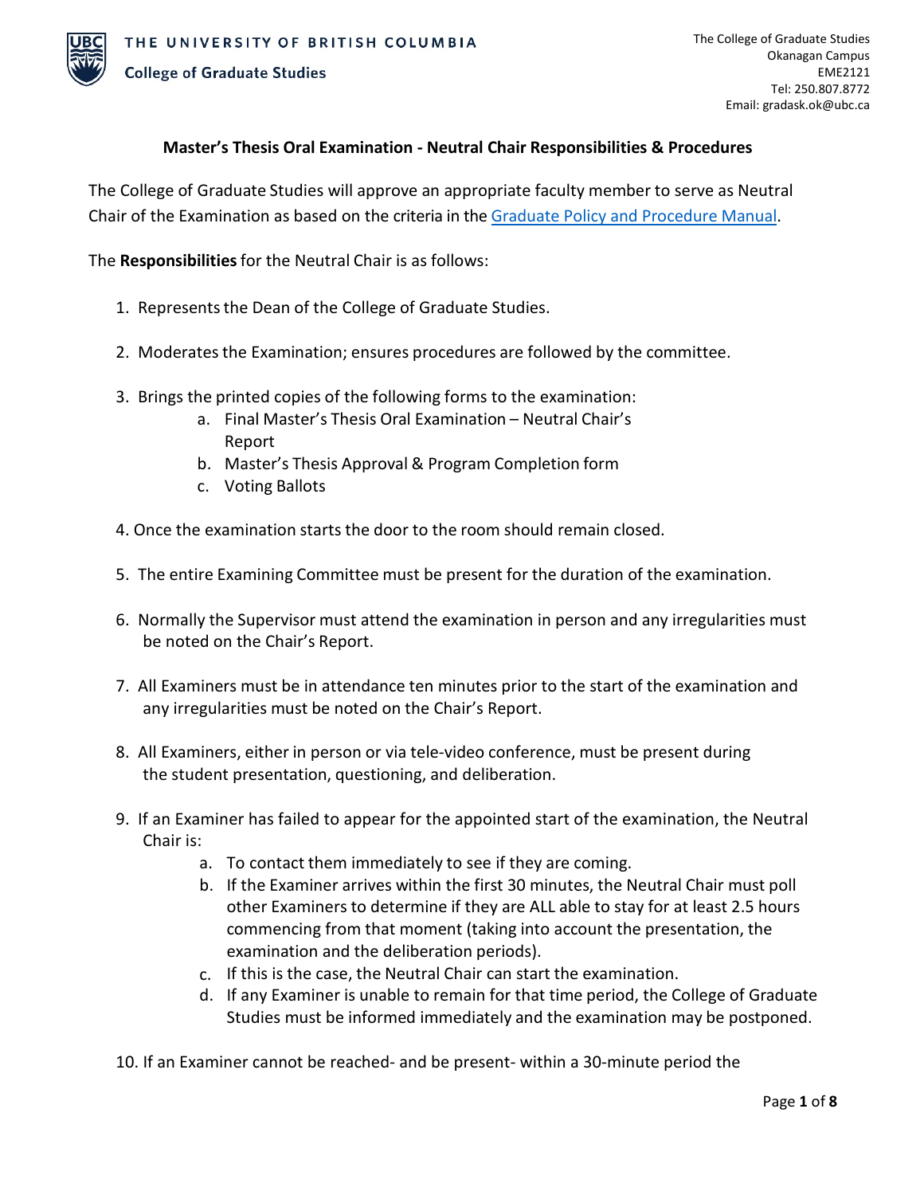THE UNIVERSITY OF BRITISH COLUMBIA
College of Graduate Studies

The College of Graduate Studies
Okanagan Campus
EME2121
Tel: 250.807.8772
Email: gradask.ok@ubc.ca

**Master's Thesis Oral Examination - Neutral Chair Responsibilities & Procedures**

The College of Graduate Studies will approve an appropriate faculty member to serve as Neutral Chair of the Examination as based on the criteria in the [Graduate Policy and Procedure Manual](#).

The **Responsibilities** for the Neutral Chair is as follows:

1. Represents the Dean of the College of Graduate Studies.

2. Moderates the Examination; ensures procedures are followed by the committee.

3. Brings the printed copies of the following forms to the examination:
   a. Final Master's Thesis Oral Examination – Neutral Chair's Report
   b. Master's Thesis Approval & Program Completion form
   c. Voting Ballots

4. Once the examination starts the door to the room should remain closed.

5. The entire Examining Committee must be present for the duration of the examination.

6. Normally the Supervisor must attend the examination in person and any irregularities must be noted on the Chair's Report.

7. All Examiners must be in attendance ten minutes prior to the start of the examination and any irregularities must be noted on the Chair's Report.

8. All Examiners, either in person or via tele-video conference, must be present during the student presentation, questioning, and deliberation.

9. If an Examiner has failed to appear for the appointed start of the examination, the Neutral Chair is:
   a. To contact them immediately to see if they are coming.
   b. If the Examiner arrives within the first 30 minutes, the Neutral Chair must poll other Examiners to determine if they are ALL able to stay for at least 2.5 hours commencing from that moment (taking into account the presentation, the examination and the deliberation periods).
   c. If this is the case, the Neutral Chair can start the examination.
   d. If any Examiner is unable to remain for that time period, the College of Graduate Studies must be informed immediately and the examination may be postponed.

10. If an Examiner cannot be reached- and be present- within a 30-minute period the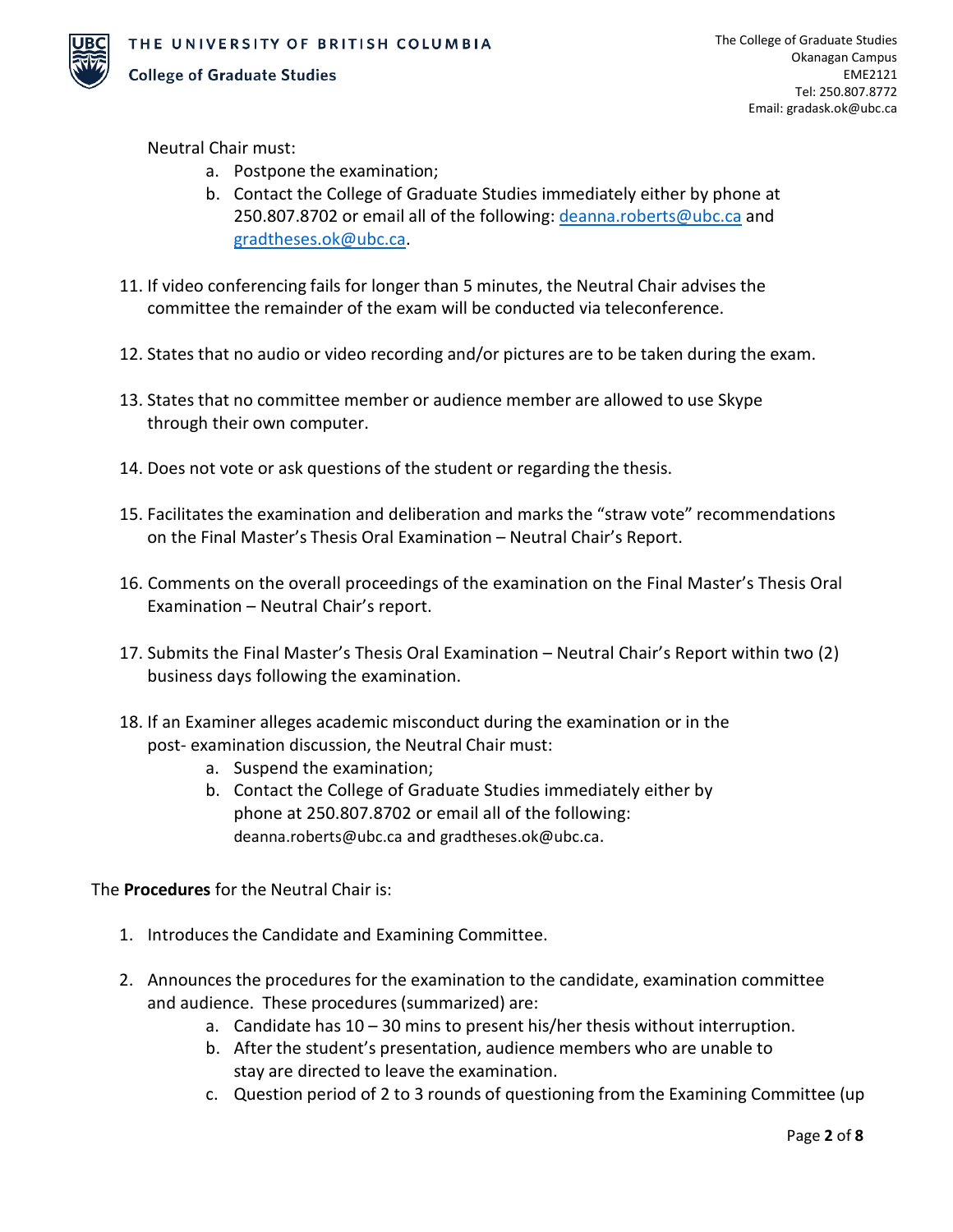Neutral Chair must:

   a. Postpone the examination;
   b. Contact the College of Graduate Studies immediately either by phone at 250.807.8702 or email all of the following: deanna.roberts@ubc.ca and gradtheses.ok@ubc.ca.

11. If video conferencing fails for longer than 5 minutes, the Neutral Chair advises the committee the remainder of the exam will be conducted via teleconference.

12. States that no audio or video recording and/or pictures are to be taken during the exam.

13. States that no committee member or audience member are allowed to use Skype through their own computer.

14. Does not vote or ask questions of the student or regarding the thesis.

15. Facilitates the examination and deliberation and marks the "straw vote" recommendations on the Final Master's Thesis Oral Examination – Neutral Chair's Report.

16. Comments on the overall proceedings of the examination on the Final Master's Thesis Oral Examination – Neutral Chair's report.

17. Submits the Final Master's Thesis Oral Examination – Neutral Chair's Report within two (2) business days following the examination.

18. If an Examiner alleges academic misconduct during the examination or in the post- examination discussion, the Neutral Chair must:
    a. Suspend the examination;
    b. Contact the College of Graduate Studies immediately either by phone at 250.807.8702 or email all of the following: deanna.roberts@ubc.ca and gradtheses.ok@ubc.ca.

The **Procedures** for the Neutral Chair is:

1. Introduces the Candidate and Examining Committee.

2. Announces the procedures for the examination to the candidate, examination committee and audience. These procedures (summarized) are:
   a. Candidate has 10 – 30 mins to present his/her thesis without interruption.
   b. After the student's presentation, audience members who are unable to stay are directed to leave the examination.
   c. Question period of 2 to 3 rounds of questioning from the Examining Committee (up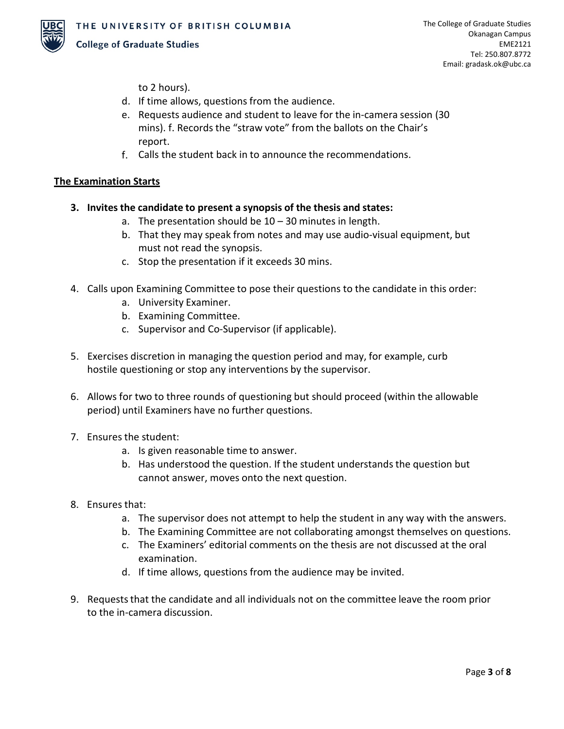to 2 hours).

d. If time allows, questions from the audience.
e. Requests audience and student to leave for the in-camera session (30 mins). f. Records the "straw vote" from the ballots on the Chair's report.
f. Calls the student back in to announce the recommendations.

**The Examination Starts**

3. **Invites the candidate to present a synopsis of the thesis and states:**
   a. The presentation should be 10 – 30 minutes in length.
   b. That they may speak from notes and may use audio-visual equipment, but must not read the synopsis.
   c. Stop the presentation if it exceeds 30 mins.

4. Calls upon Examining Committee to pose their questions to the candidate in this order:
   a. University Examiner.
   b. Examining Committee.
   c. Supervisor and Co-Supervisor (if applicable).

5. Exercises discretion in managing the question period and may, for example, curb hostile questioning or stop any interventions by the supervisor.

6. Allows for two to three rounds of questioning but should proceed (within the allowable period) until Examiners have no further questions.

7. Ensures the student:
   a. Is given reasonable time to answer.
   b. Has understood the question. If the student understands the question but cannot answer, moves onto the next question.

8. Ensures that:
   a. The supervisor does not attempt to help the student in any way with the answers.
   b. The Examining Committee are not collaborating amongst themselves on questions.
   c. The Examiners' editorial comments on the thesis are not discussed at the oral examination.
   d. If time allows, questions from the audience may be invited.

9. Requests that the candidate and all individuals not on the committee leave the room prior to the in-camera discussion.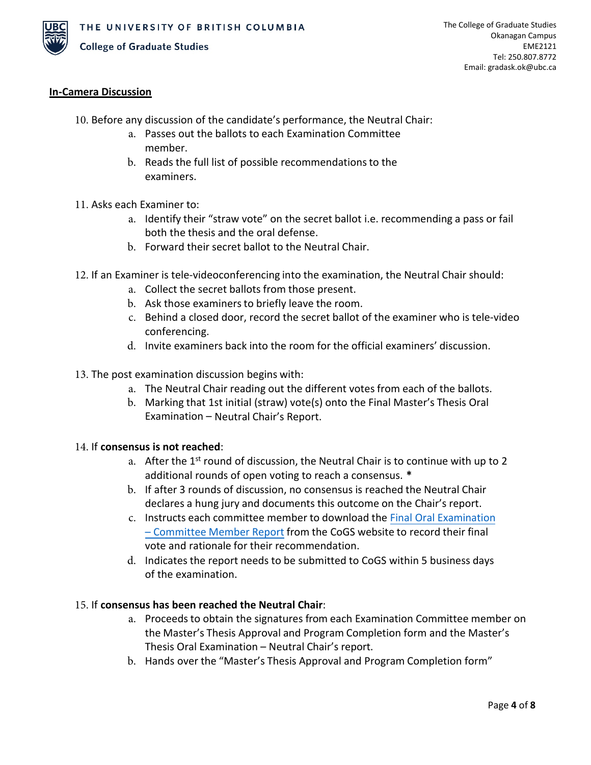## In-Camera Discussion

10. Before any discussion of the candidate's performance, the Neutral Chair:
    a. Passes out the ballots to each Examination Committee member.
    b. Reads the full list of possible recommendations to the examiners.

11. Asks each Examiner to:
    a. Identify their "straw vote" on the secret ballot i.e. recommending a pass or fail both the thesis and the oral defense.
    b. Forward their secret ballot to the Neutral Chair.

12. If an Examiner is tele-videoconferencing into the examination, the Neutral Chair should:
    a. Collect the secret ballots from those present.
    b. Ask those examiners to briefly leave the room.
    c. Behind a closed door, record the secret ballot of the examiner who is tele-video conferencing.
    d. Invite examiners back into the room for the official examiners' discussion.

13. The post examination discussion begins with:
    a. The Neutral Chair reading out the different votes from each of the ballots.
    b. Marking that 1st initial (straw) vote(s) onto the Final Master's Thesis Oral Examination – Neutral Chair's Report.

14. If **consensus is not reached**:
    a. After the 1st round of discussion, the Neutral Chair is to continue with up to 2 additional rounds of open voting to reach a consensus. **\***
    b. If after 3 rounds of discussion, no consensus is reached the Neutral Chair declares a hung jury and documents this outcome on the Chair's report.
    c. Instructs each committee member to download the Final Oral Examination – Committee Member Report from the CoGS website to record their final vote and rationale for their recommendation.
    d. Indicates the report needs to be submitted to CoGS within 5 business days of the examination.

15. If **consensus has been reached the Neutral Chair**:
    a. Proceeds to obtain the signatures from each Examination Committee member on the Master's Thesis Approval and Program Completion form and the Master's Thesis Oral Examination – Neutral Chair's report.
    b. Hands over the "Master's Thesis Approval and Program Completion form"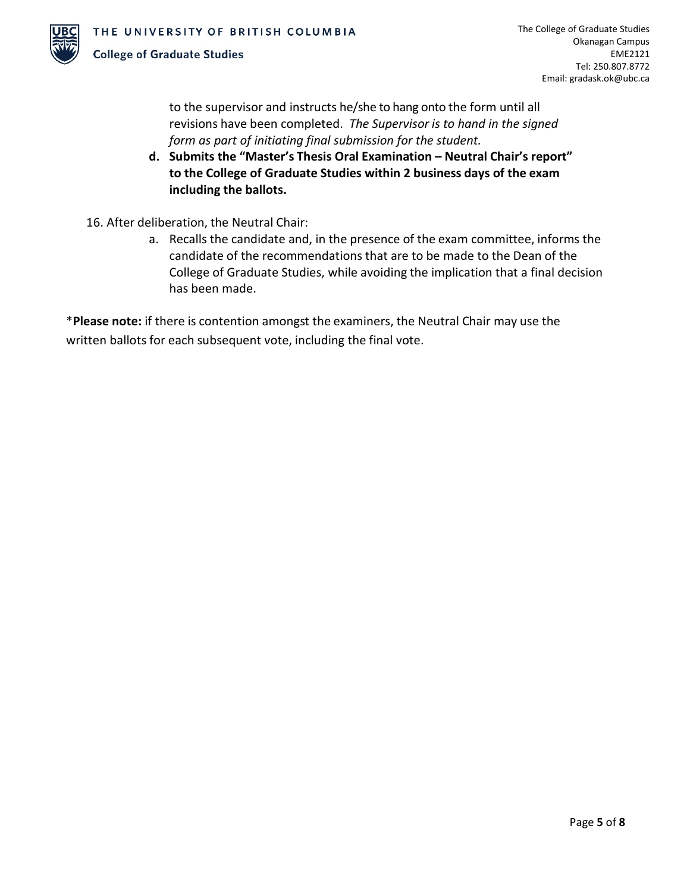to the supervisor and instructs he/she to hang onto the form until all revisions have been completed. *The Supervisor is to hand in the signed form as part of initiating final submission for the student.*

**d. Submits the "Master's Thesis Oral Examination – Neutral Chair's report" to the College of Graduate Studies within 2 business days of the exam including the ballots.**

16. After deliberation, the Neutral Chair:

    a. Recalls the candidate and, in the presence of the exam committee, informs the candidate of the recommendations that are to be made to the Dean of the College of Graduate Studies, while avoiding the implication that a final decision has been made.

\***Please note:** if there is contention amongst the examiners, the Neutral Chair may use the written ballots for each subsequent vote, including the final vote.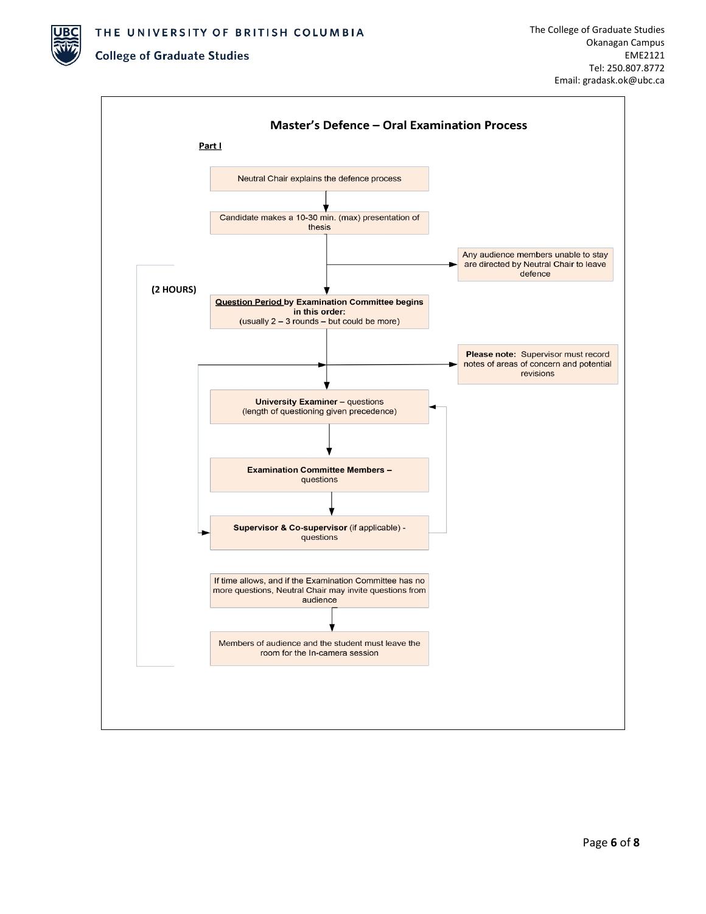# Master's Defence – Oral Examination Process

**Part I**

(2 HOURS)

1. Neutral Chair explains the defence process
2. Candidate makes a 10-30 min. (max) presentation of thesis
   - Any audience members unable to stay are directed by Neutral Chair to leave defence
3. **Question Period by Examination Committee begins in this order:**
   (usually 2 – 3 rounds – but could be more)
   - **Please note:** Supervisor must record notes of areas of concern and potential revisions
4. **University Examiner** – questions
   (length of questioning given precedence)
5. **Examination Committee Members** – questions
6. **Supervisor & Co-supervisor** (if applicable) - questions
7. If time allows, and if the Examination Committee has no more questions, Neutral Chair may invite questions from audience
8. Members of audience and the student must leave the room for the In-camera session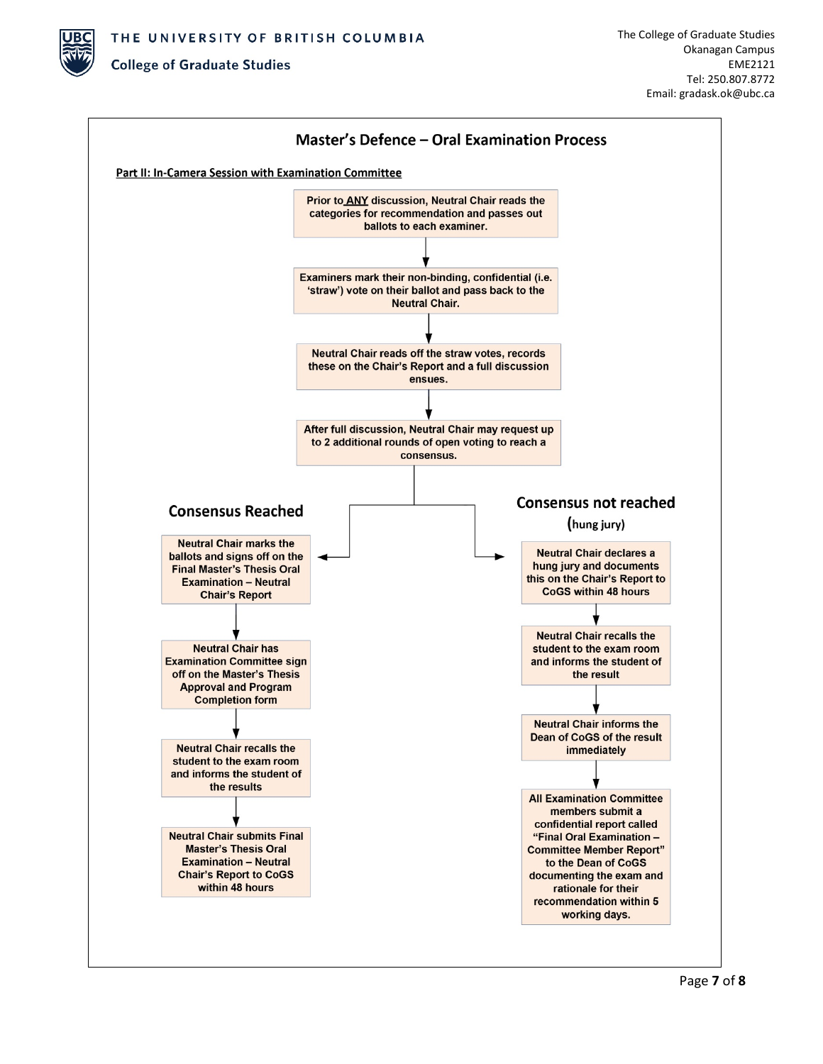THE UNIVERSITY OF BRITISH COLUMBIA

College of Graduate Studies

The College of Graduate Studies
Okanagan Campus
EME2121
Tel: 250.807.8772
Email: gradask.ok@ubc.ca

# Master's Defence – Oral Examination Process

**Part II: In-Camera Session with Examination Committee**

1. Prior to **ANY** discussion, Neutral Chair reads the categories for recommendation and passes out ballots to each examiner.
2. Examiners mark their non-binding, confidential (i.e. 'straw') vote on their ballot and pass back to the Neutral Chair.
3. Neutral Chair reads off the straw votes, records these on the Chair's Report and a full discussion ensues.
4. After full discussion, Neutral Chair may request up to 2 additional rounds of open voting to reach a consensus.

## Consensus Reached

1. Neutral Chair marks the ballots and signs off on the Final Master's Thesis Oral Examination – Neutral Chair's Report
2. Neutral Chair has Examination Committee sign off on the Master's Thesis Approval and Program Completion form
3. Neutral Chair recalls the student to the exam room and informs the student of the results
4. Neutral Chair submits Final Master's Thesis Oral Examination – Neutral Chair's Report to CoGS within 48 hours

## Consensus not reached

(hung jury)

1. Neutral Chair declares a hung jury and documents this on the Chair's Report to CoGS within 48 hours
2. Neutral Chair recalls the student to the exam room and informs the student of the result
3. Neutral Chair informs the Dean of CoGS of the result immediately
4. All Examination Committee members submit a confidential report called "Final Oral Examination – Committee Member Report" to the Dean of CoGS documenting the exam and rationale for their recommendation within 5 working days.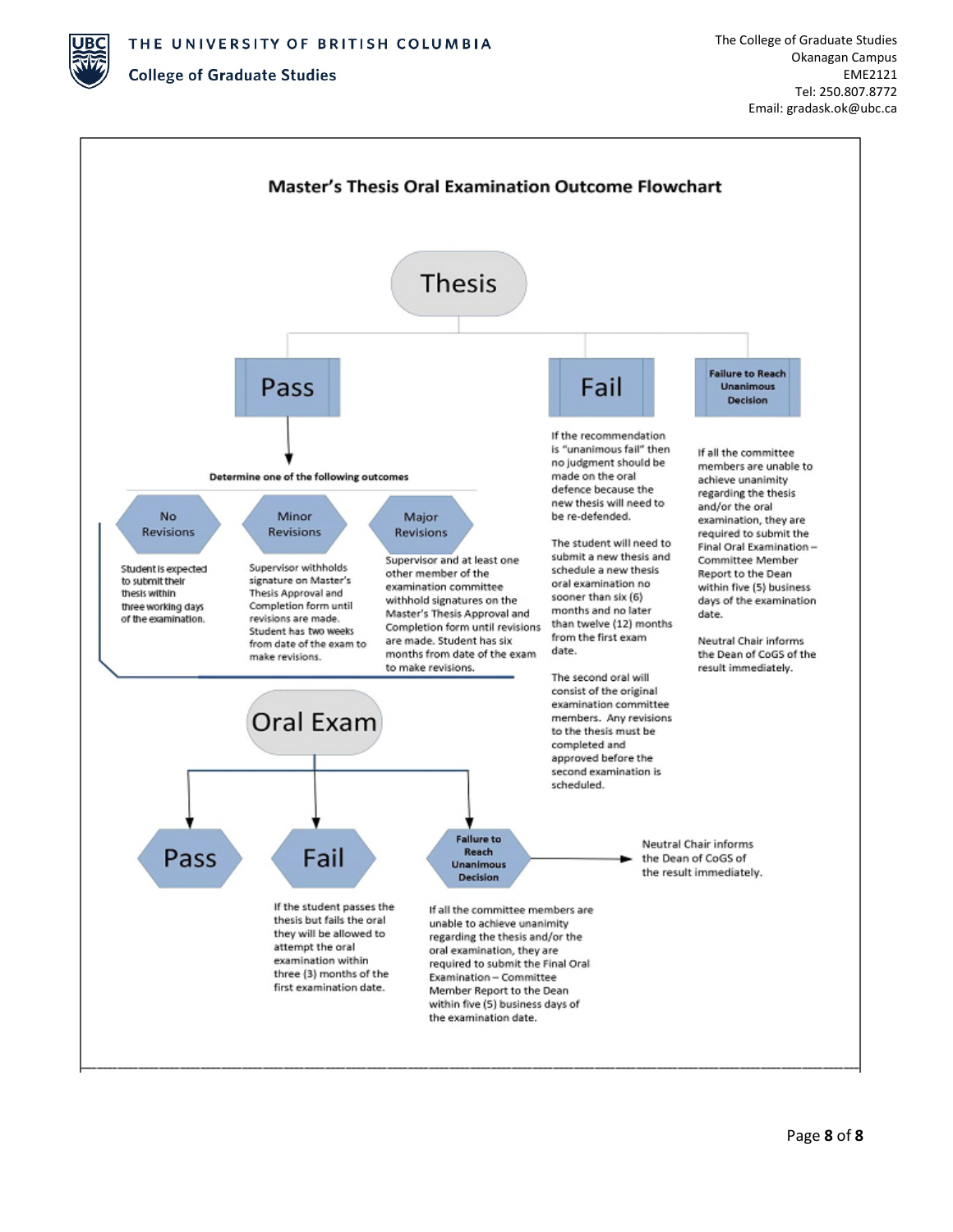THE UNIVERSITY OF BRITISH COLUMBIA

College of Graduate Studies

The College of Graduate Studies
Okanagan Campus
EME2121
Tel: 250.807.8772
Email: gradask.ok@ubc.ca

## Master's Thesis Oral Examination Outcome Flowchart

Thesis

Pass

Determine one of the following outcomes

No Revisions

Student is expected to submit their thesis within three working days of the examination.

Minor Revisions

Supervisor withholds signature on Master's Thesis Approval and Completion form until revisions are made. Student has two weeks from date of the exam to make revisions.

Major Revisions

Supervisor and at least one other member of the examination committee withhold signatures on the Master's Thesis Approval and Completion form until revisions are made. Student has six months from date of the exam to make revisions.

Fail

If the recommendation is "unanimous fail" then no judgment should be made on the oral defence because the new thesis will need to be re-defended.

The student will need to submit a new thesis and schedule a new thesis oral examination no sooner than six (6) months and no later than twelve (12) months from the first exam date.

The second oral will consist of the original examination committee members. Any revisions to the thesis must be completed and approved before the second examination is scheduled.

Failure to Reach Unanimous Decision

If all the committee members are unable to achieve unanimity regarding the thesis and/or the oral examination, they are required to submit the Final Oral Examination – Committee Member Report to the Dean within five (5) business days of the examination date.

Neutral Chair informs the Dean of CoGS of the result immediately.

Oral Exam

Pass

Fail

If the student passes the thesis but fails the oral they will be allowed to attempt the oral examination within three (3) months of the first examination date.

Failure to Reach Unanimous Decision

If all the committee members are unable to achieve unanimity regarding the thesis and/or the oral examination, they are required to submit the Final Oral Examination – Committee Member Report to the Dean within five (5) business days of the examination date.

Neutral Chair informs the Dean of CoGS of the result immediately.